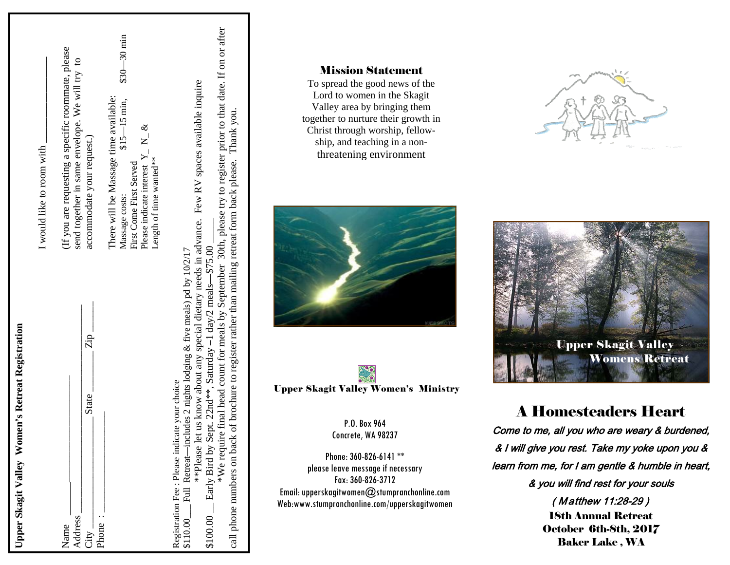## Upper Skagit Valley Women's Retreat Registration

Name ______________________________

Address ____________________________

City ________________ State ________ Zip ______

Phone : ____________________________

I would like to room with ______________

(If you are requesting a specific roommate, please send together in same envelope. We will try to accommodate your request.)

There will be Massage time available:
Massage costs: $15—15 min, $30—30 min
First Come First Served
Please indicate interest Y\_ N\_ &
Length of time wanted**

Registration Fee : Please indicate your choice

$110.00___ Full Retreat—includes 2 nights lodging & five meals) pd by 10/2/17

**Please let us know about any special dietary needs in advance. Few RV spaces available inquire

$100.00 __ Early Bird by Sept. 22nd**, Saturday –1 day/2 meals—$75.00 ____

*We require final head count for meals by September 30th, please try to register prior to that date. If on or after call phone numbers on back of brochure to register rather than mailing retreat form back please. Thank you.

## Mission Statement

To spread the good news of the Lord to women in the Skagit Valley area by bringing them together to nurture their growth in Christ through worship, fellowship, and teaching in a non-threatening environment

**Upper Skagit Valley Women's Ministry**

P.O. Box 964
Concrete, WA 98237

Phone: 360-826-6141 **
please leave message if necessary
Fax: 360-826-3712
Email: upperskagitwomen@stumpranchonline.com
Web:www.stumpranchonline.com/upperskagitwomen

Upper Skagit Valley
Womens Retreat

# A Homesteaders Heart

*Come to me, all you who are weary & burdened, & I will give you rest. Take my yoke upon you & learn from me, for I am gentle & humble in heart, & you will find rest for your souls*

*( Matthew 11:28-29 )*

**18th Annual Retreat**
**October 6th-8th, 2017**
**Baker Lake , WA**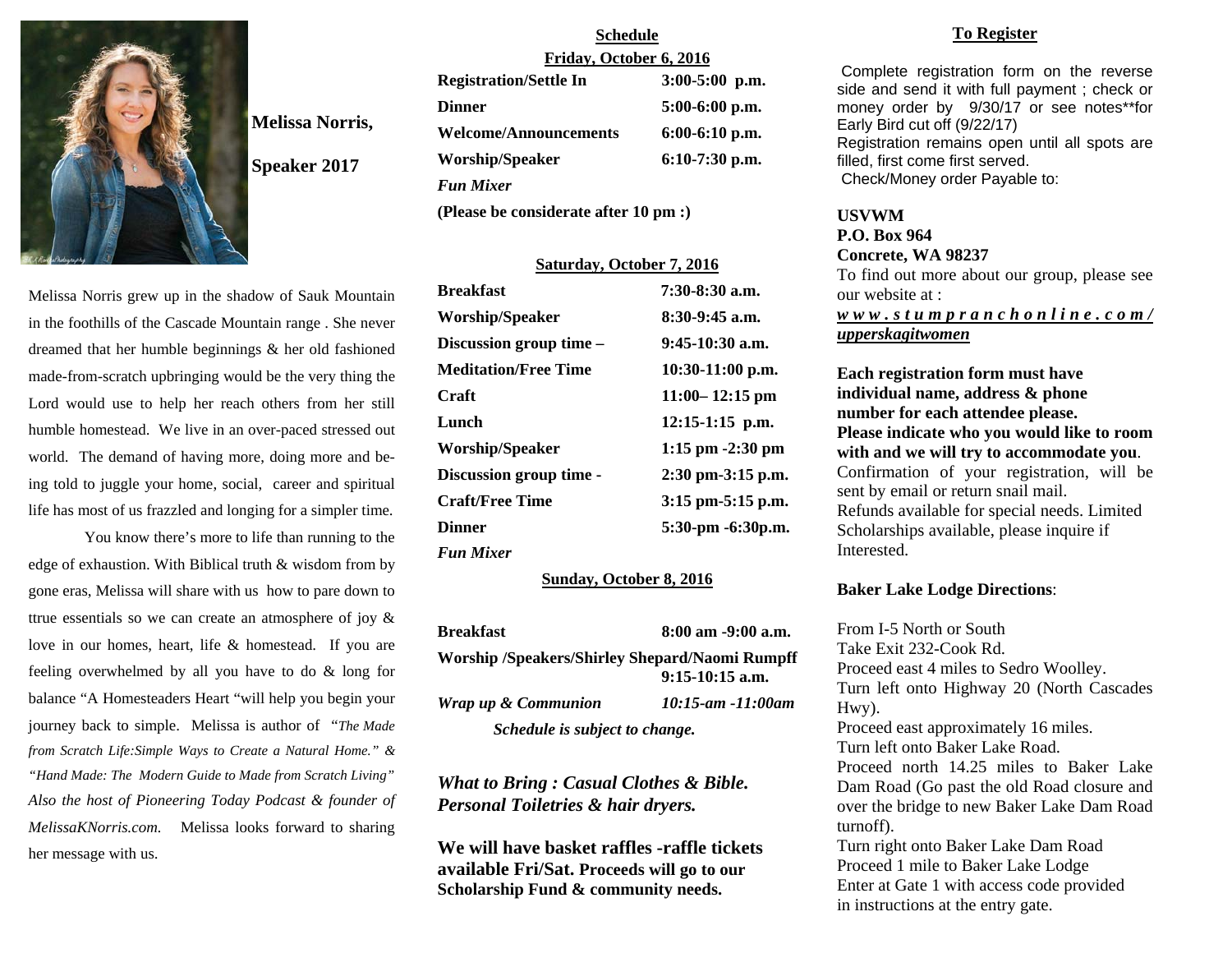**Melissa Norris,**

**Speaker 2017**

Melissa Norris grew up in the shadow of Sauk Mountain in the foothills of the Cascade Mountain range . She never dreamed that her humble beginnings & her old fashioned made-from-scratch upbringing would be the very thing the Lord would use to help her reach others from her still humble homestead. We live in an over-paced stressed out world. The demand of having more, doing more and being told to juggle your home, social, career and spiritual life has most of us frazzled and longing for a simpler time.

You know there's more to life than running to the edge of exhaustion. With Biblical truth & wisdom from by gone eras, Melissa will share with us how to pare down to ttrue essentials so we can create an atmosphere of joy & love in our homes, heart, life & homestead. If you are feeling overwhelmed by all you have to do & long for balance "A Homesteaders Heart "will help you begin your journey back to simple. Melissa is author of *"The Made from Scratch Life:Simple Ways to Create a Natural Home." & "Hand Made: The Modern Guide to Made from Scratch Living" Also the host of Pioneering Today Podcast & founder of MelissaKNorris.com.* Melissa looks forward to sharing her message with us.

## Schedule

### Friday, October 6, 2016

| | |
|---|---|
| **Registration/Settle In** | **3:00-5:00 p.m.** |
| **Dinner** | **5:00-6:00 p.m.** |
| **Welcome/Announcements** | **6:00-6:10 p.m.** |
| **Worship/Speaker** | **6:10-7:30 p.m.** |
| ***Fun Mixer*** | |

**(Please be considerate after 10 pm :)**

### Saturday, October 7, 2016

| | |
|---|---|
| **Breakfast** | **7:30-8:30 a.m.** |
| **Worship/Speaker** | **8:30-9:45 a.m.** |
| **Discussion group time –** | **9:45-10:30 a.m.** |
| **Meditation/Free Time** | **10:30-11:00 p.m.** |
| **Craft** | **11:00– 12:15 pm** |
| **Lunch** | **12:15-1:15 p.m.** |
| **Worship/Speaker** | **1:15 pm -2:30 pm** |
| **Discussion group time -** | **2:30 pm-3:15 p.m.** |
| **Craft/Free Time** | **3:15 pm-5:15 p.m.** |
| **Dinner** | **5:30-pm -6:30p.m.** |
| ***Fun Mixer*** | |

### Sunday, October 8, 2016

| | |
|---|---|
| **Breakfast** | **8:00 am -9:00 a.m.** |
| **Worship /Speakers/Shirley Shepard/Naomi Rumpff** | **9:15-10:15 a.m.** |
| ***Wrap up & Communion*** | ***10:15-am -11:00am*** |

***Schedule is subject to change.***

***What to Bring : Casual Clothes & Bible. Personal Toiletries & hair dryers.***

**We will have basket raffles -raffle tickets available Fri/Sat. Proceeds will go to our Scholarship Fund & community needs.**

## To Register

Complete registration form on the reverse side and send it with full payment ; check or money order by 9/30/17 or see notes**for Early Bird cut off (9/22/17)
Registration remains open until all spots are filled, first come first served.
Check/Money order Payable to:

**USVWM**
**P.O. Box 964**
**Concrete, WA 98237**

To find out more about our group, please see our website at :
***www.stumpranchonline.com/upperskagitwomen***

**Each registration form must have individual name, address & phone number for each attendee please.**
**Please indicate who you would like to room with and we will try to accommodate you**.
Confirmation of your registration, will be sent by email or return snail mail.
Refunds available for special needs. Limited Scholarships available, please inquire if Interested.

**Baker Lake Lodge Directions**:

From I-5 North or South
Take Exit 232-Cook Rd.
Proceed east 4 miles to Sedro Woolley.
Turn left onto Highway 20 (North Cascades Hwy).
Proceed east approximately 16 miles.
Turn left onto Baker Lake Road.
Proceed north 14.25 miles to Baker Lake Dam Road (Go past the old Road closure and over the bridge to new Baker Lake Dam Road turnoff).
Turn right onto Baker Lake Dam Road
Proceed 1 mile to Baker Lake Lodge
Enter at Gate 1 with access code provided in instructions at the entry gate.